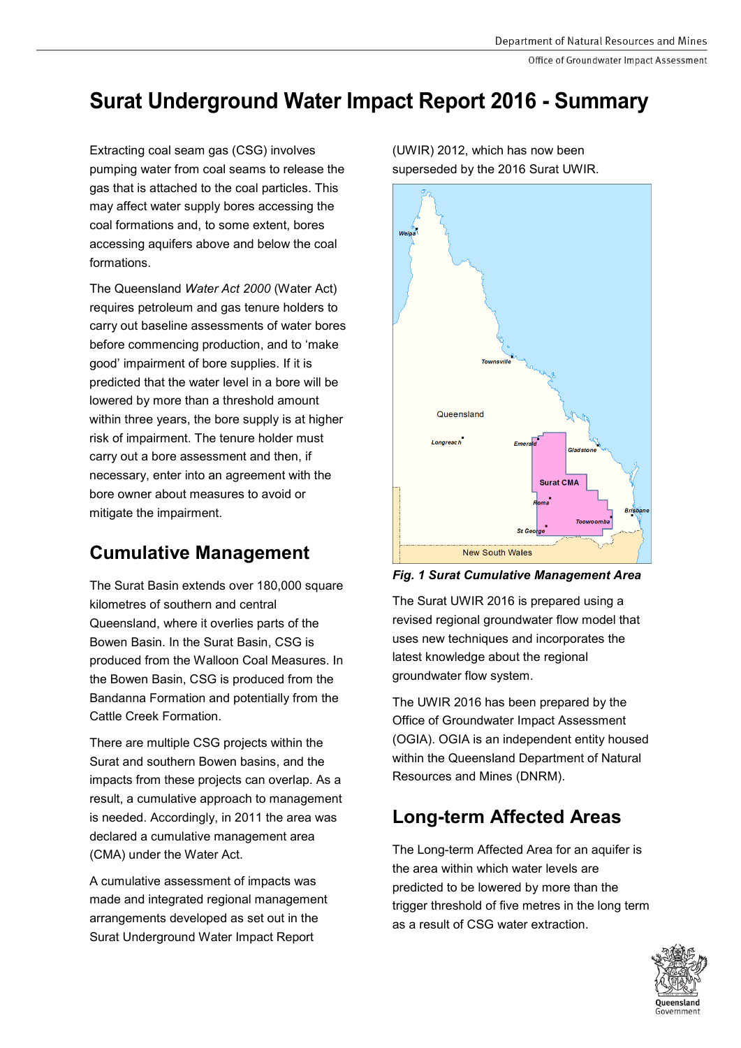# Surat Underground Water Impact Report 2016 - Summary

Extracting coal seam gas (CSG) involves pumping water from coal seams to release the gas that is attached to the coal particles. This may affect water supply bores accessing the coal formations and, to some extent, bores accessing aquifers above and below the coal formations.

The Queensland *Water Act 2000* (Water Act) requires petroleum and gas tenure holders to carry out baseline assessments of water bores before commencing production, and to 'make good' impairment of bore supplies. If it is predicted that the water level in a bore will be lowered by more than a threshold amount within three years, the bore supply is at higher risk of impairment. The tenure holder must carry out a bore assessment and then, if necessary, enter into an agreement with the bore owner about measures to avoid or mitigate the impairment.

## Cumulative Management

The Surat Basin extends over 180,000 square kilometres of southern and central Queensland, where it overlies parts of the Bowen Basin. In the Surat Basin, CSG is produced from the Walloon Coal Measures. In the Bowen Basin, CSG is produced from the Bandanna Formation and potentially from the Cattle Creek Formation.

There are multiple CSG projects within the Surat and southern Bowen basins, and the impacts from these projects can overlap. As a result, a cumulative approach to management is needed. Accordingly, in 2011 the area was declared a cumulative management area (CMA) under the Water Act.

A cumulative assessment of impacts was made and integrated regional management arrangements developed as set out in the Surat Underground Water Impact Report (UWIR) 2012, which has now been superseded by the 2016 Surat UWIR.

***Fig. 1 Surat Cumulative Management Area***

The Surat UWIR 2016 is prepared using a revised regional groundwater flow model that uses new techniques and incorporates the latest knowledge about the regional groundwater flow system.

The UWIR 2016 has been prepared by the Office of Groundwater Impact Assessment (OGIA). OGIA is an independent entity housed within the Queensland Department of Natural Resources and Mines (DNRM).

## Long-term Affected Areas

The Long-term Affected Area for an aquifer is the area within which water levels are predicted to be lowered by more than the trigger threshold of five metres in the long term as a result of CSG water extraction.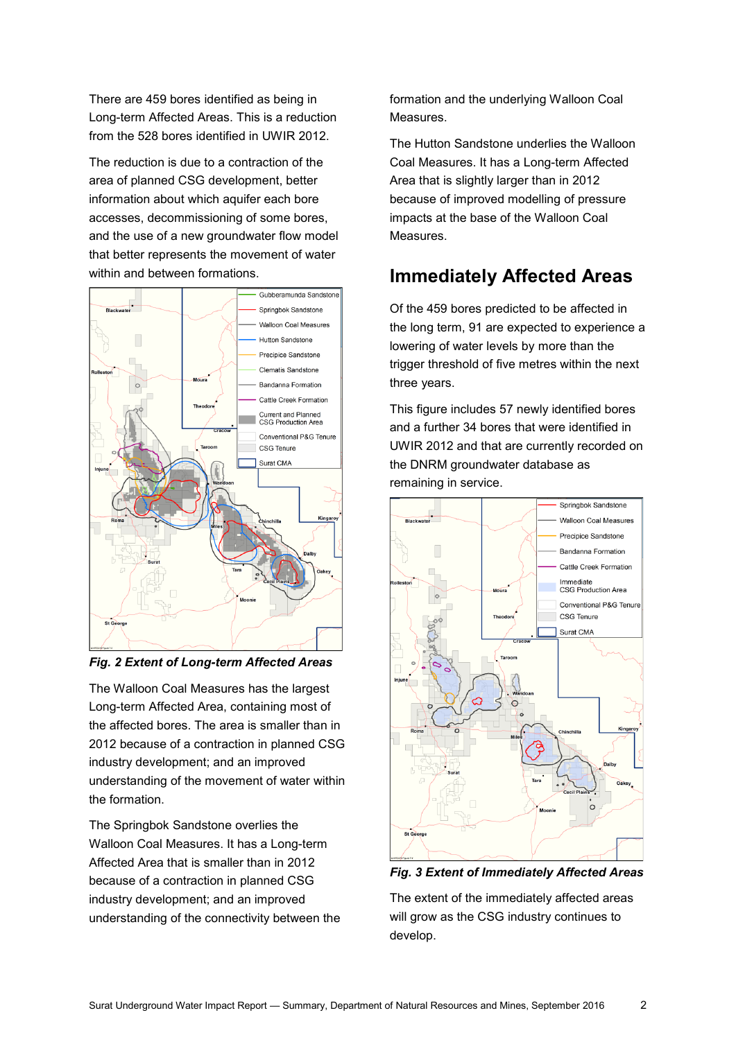There are 459 bores identified as being in Long-term Affected Areas. This is a reduction from the 528 bores identified in UWIR 2012.

The reduction is due to a contraction of the area of planned CSG development, better information about which aquifer each bore accesses, decommissioning of some bores, and the use of a new groundwater flow model that better represents the movement of water within and between formations.

*Fig. 2 Extent of Long-term Affected Areas*

The Walloon Coal Measures has the largest Long-term Affected Area, containing most of the affected bores. The area is smaller than in 2012 because of a contraction in planned CSG industry development; and an improved understanding of the movement of water within the formation.

The Springbok Sandstone overlies the Walloon Coal Measures. It has a Long-term Affected Area that is smaller than in 2012 because of a contraction in planned CSG industry development; and an improved understanding of the connectivity between the formation and the underlying Walloon Coal Measures.

The Hutton Sandstone underlies the Walloon Coal Measures. It has a Long-term Affected Area that is slightly larger than in 2012 because of improved modelling of pressure impacts at the base of the Walloon Coal Measures.

## Immediately Affected Areas

Of the 459 bores predicted to be affected in the long term, 91 are expected to experience a lowering of water levels by more than the trigger threshold of five metres within the next three years.

This figure includes 57 newly identified bores and a further 34 bores that were identified in UWIR 2012 and that are currently recorded on the DNRM groundwater database as remaining in service.

*Fig. 3 Extent of Immediately Affected Areas*

The extent of the immediately affected areas will grow as the CSG industry continues to develop.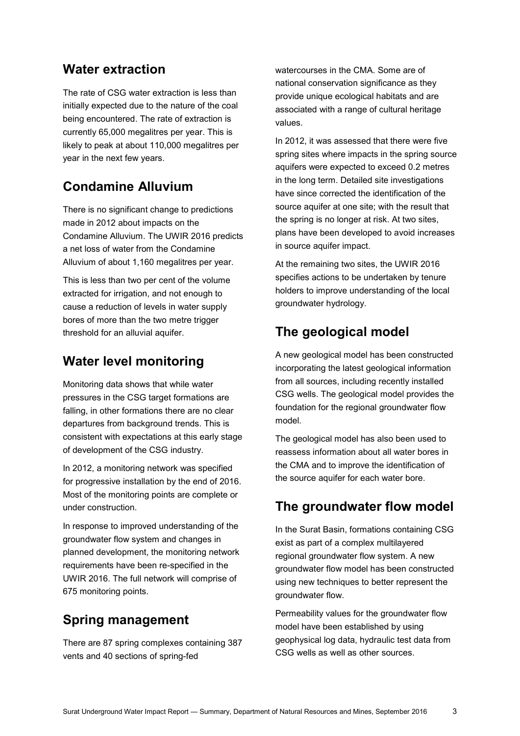## Water extraction

The rate of CSG water extraction is less than initially expected due to the nature of the coal being encountered. The rate of extraction is currently 65,000 megalitres per year. This is likely to peak at about 110,000 megalitres per year in the next few years.

## Condamine Alluvium

There is no significant change to predictions made in 2012 about impacts on the Condamine Alluvium. The UWIR 2016 predicts a net loss of water from the Condamine Alluvium of about 1,160 megalitres per year.

This is less than two per cent of the volume extracted for irrigation, and not enough to cause a reduction of levels in water supply bores of more than the two metre trigger threshold for an alluvial aquifer.

## Water level monitoring

Monitoring data shows that while water pressures in the CSG target formations are falling, in other formations there are no clear departures from background trends. This is consistent with expectations at this early stage of development of the CSG industry.

In 2012, a monitoring network was specified for progressive installation by the end of 2016. Most of the monitoring points are complete or under construction.

In response to improved understanding of the groundwater flow system and changes in planned development, the monitoring network requirements have been re-specified in the UWIR 2016. The full network will comprise of 675 monitoring points.

## Spring management

There are 87 spring complexes containing 387 vents and 40 sections of spring-fed watercourses in the CMA. Some are of national conservation significance as they provide unique ecological habitats and are associated with a range of cultural heritage values.

In 2012, it was assessed that there were five spring sites where impacts in the spring source aquifers were expected to exceed 0.2 metres in the long term. Detailed site investigations have since corrected the identification of the source aquifer at one site; with the result that the spring is no longer at risk. At two sites, plans have been developed to avoid increases in source aquifer impact.

At the remaining two sites, the UWIR 2016 specifies actions to be undertaken by tenure holders to improve understanding of the local groundwater hydrology.

## The geological model

A new geological model has been constructed incorporating the latest geological information from all sources, including recently installed CSG wells. The geological model provides the foundation for the regional groundwater flow model.

The geological model has also been used to reassess information about all water bores in the CMA and to improve the identification of the source aquifer for each water bore.

## The groundwater flow model

In the Surat Basin, formations containing CSG exist as part of a complex multilayered regional groundwater flow system. A new groundwater flow model has been constructed using new techniques to better represent the groundwater flow.

Permeability values for the groundwater flow model have been established by using geophysical log data, hydraulic test data from CSG wells as well as other sources.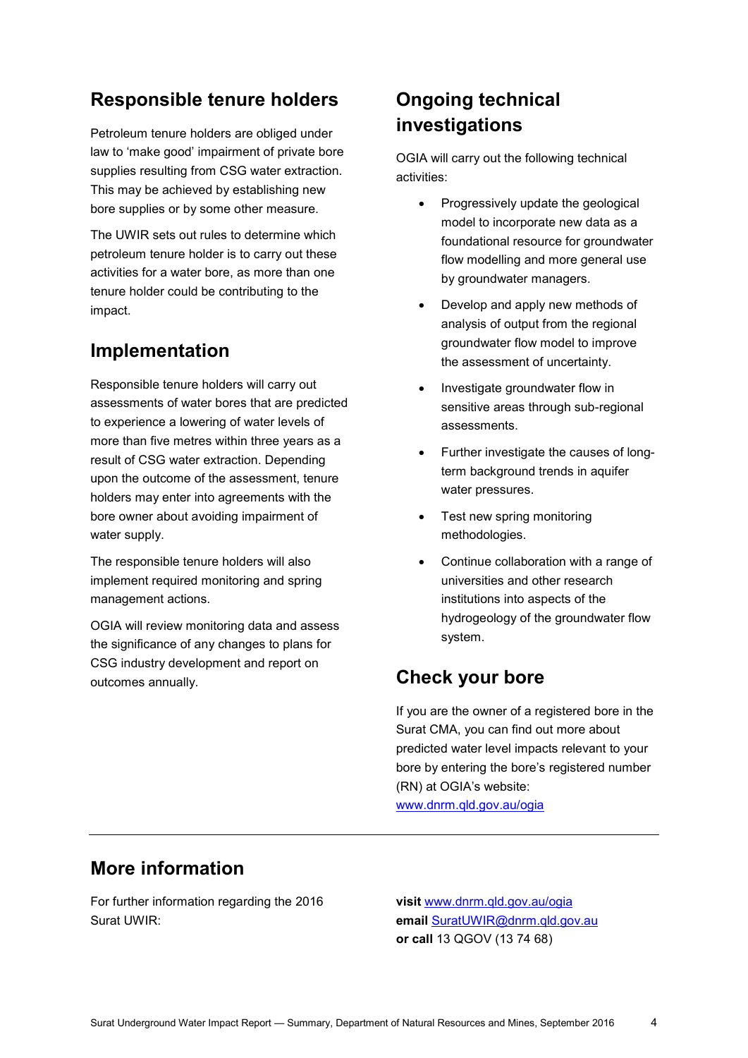## Responsible tenure holders

Petroleum tenure holders are obliged under law to 'make good' impairment of private bore supplies resulting from CSG water extraction. This may be achieved by establishing new bore supplies or by some other measure.

The UWIR sets out rules to determine which petroleum tenure holder is to carry out these activities for a water bore, as more than one tenure holder could be contributing to the impact.

## Implementation

Responsible tenure holders will carry out assessments of water bores that are predicted to experience a lowering of water levels of more than five metres within three years as a result of CSG water extraction. Depending upon the outcome of the assessment, tenure holders may enter into agreements with the bore owner about avoiding impairment of water supply.

The responsible tenure holders will also implement required monitoring and spring management actions.

OGIA will review monitoring data and assess the significance of any changes to plans for CSG industry development and report on outcomes annually.

## Ongoing technical investigations

OGIA will carry out the following technical activities:

- Progressively update the geological model to incorporate new data as a foundational resource for groundwater flow modelling and more general use by groundwater managers.
- Develop and apply new methods of analysis of output from the regional groundwater flow model to improve the assessment of uncertainty.
- Investigate groundwater flow in sensitive areas through sub-regional assessments.
- Further investigate the causes of long-term background trends in aquifer water pressures.
- Test new spring monitoring methodologies.
- Continue collaboration with a range of universities and other research institutions into aspects of the hydrogeology of the groundwater flow system.

## Check your bore

If you are the owner of a registered bore in the Surat CMA, you can find out more about predicted water level impacts relevant to your bore by entering the bore's registered number (RN) at OGIA's website: www.dnrm.qld.gov.au/ogia

---

## More information

For further information regarding the 2016 Surat UWIR:

**visit** www.dnrm.qld.gov.au/ogia
**email** SuratUWIR@dnrm.qld.gov.au
**or call** 13 QGOV (13 74 68)